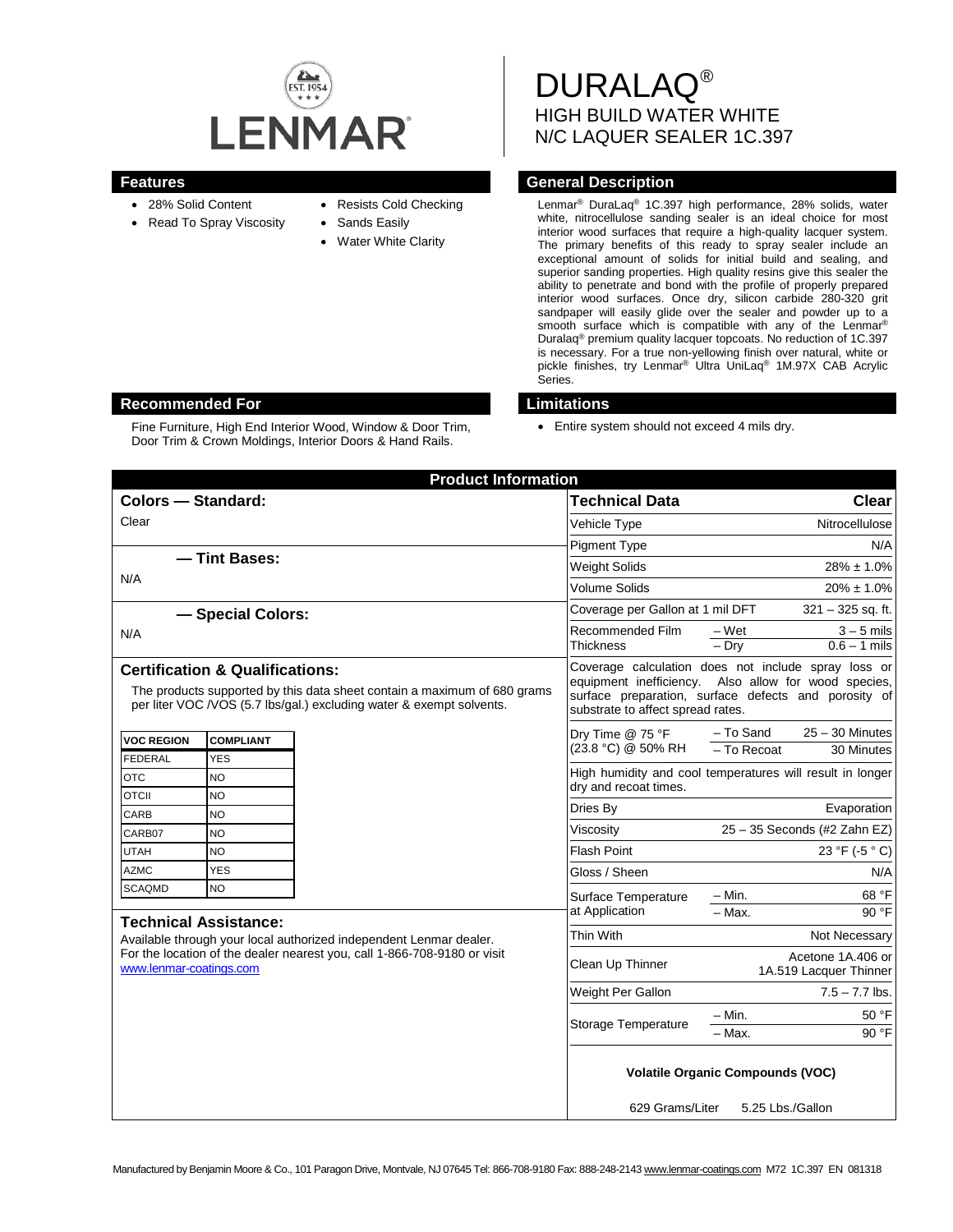LENMAR

# DURALAQ®

## HIGH BUILD WATER WHITE N/C LAQUER SEALER 1C.397

### Features

- 28% Solid Content
- Read To Spray Viscosity
- Resists Cold Checking
- Sands Easily
- Water White Clarity

### General Description

Lenmar® DuraLaq® 1C.397 high performance, 28% solids, water white, nitrocellulose sanding sealer is an ideal choice for most interior wood surfaces that require a high-quality lacquer system. The primary benefits of this ready to spray sealer include an exceptional amount of solids for initial build and sealing, and superior sanding properties. High quality resins give this sealer the ability to penetrate and bond with the profile of properly prepared interior wood surfaces. Once dry, silicon carbide 280-320 grit sandpaper will easily glide over the sealer and powder up to a smooth surface which is compatible with any of the Lenmar® Duralaq® premium quality lacquer topcoats. No reduction of 1C.397 is necessary. For a true non-yellowing finish over natural, white or pickle finishes, try Lenmar® Ultra UniLaq® 1M.97X CAB Acrylic Series.

### Recommended For

Fine Furniture, High End Interior Wood, Window & Door Trim, Door Trim & Crown Moldings, Interior Doors & Hand Rails.

### Limitations

- Entire system should not exceed 4 mils dry.

## Product Information

### Colors — Standard:

Clear

### — Tint Bases:

N/A

### — Special Colors:

N/A

### Certification & Qualifications:

The products supported by this data sheet contain a maximum of 680 grams per liter VOC /VOS (5.7 lbs/gal.) excluding water & exempt solvents.

| VOC REGION | COMPLIANT |
|---|---|
| FEDERAL | YES |
| OTC | NO |
| OTCII | NO |
| CARB | NO |
| CARB07 | NO |
| UTAH | NO |
| AZMC | YES |
| SCAQMD | NO |

### Technical Assistance:

Available through your local authorized independent Lenmar dealer. For the location of the dealer nearest you, call 1-866-708-9180 or visit www.lenmar-coatings.com

| Technical Data | | Clear |
|---|---|---|
| Vehicle Type | | Nitrocellulose |
| Pigment Type | | N/A |
| Weight Solids | | 28% ± 1.0% |
| Volume Solids | | 20% ± 1.0% |
| Coverage per Gallon at 1 mil DFT | | 321 – 325 sq. ft. |
| Recommended Film Thickness | – Wet | 3 – 5 mils |
| | – Dry | 0.6 – 1 mils |
| Coverage calculation does not include spray loss or equipment inefficiency. Also allow for wood species, surface preparation, surface defects and porosity of substrate to affect spread rates. | | |
| Dry Time @ 75 °F (23.8 °C) @ 50% RH | – To Sand | 25 – 30 Minutes |
| | – To Recoat | 30 Minutes |
| High humidity and cool temperatures will result in longer dry and recoat times. | | |
| Dries By | | Evaporation |
| Viscosity | | 25 – 35 Seconds (#2 Zahn EZ) |
| Flash Point | | 23 °F (-5 ° C) |
| Gloss / Sheen | | N/A |
| Surface Temperature at Application | – Min. | 68 °F |
| | – Max. | 90 °F |
| Thin With | | Not Necessary |
| Clean Up Thinner | | Acetone 1A.406 or 1A.519 Lacquer Thinner |
| Weight Per Gallon | | 7.5 – 7.7 lbs. |
| Storage Temperature | – Min. | 50 °F |
| | – Max. | 90 °F |

**Volatile Organic Compounds (VOC)**

629 Grams/Liter 5.25 Lbs./Gallon

Manufactured by Benjamin Moore & Co., 101 Paragon Drive, Montvale, NJ 07645 Tel: 866-708-9180 Fax: 888-248-2143 www.lenmar-coatings.com M72 1C.397 EN 081318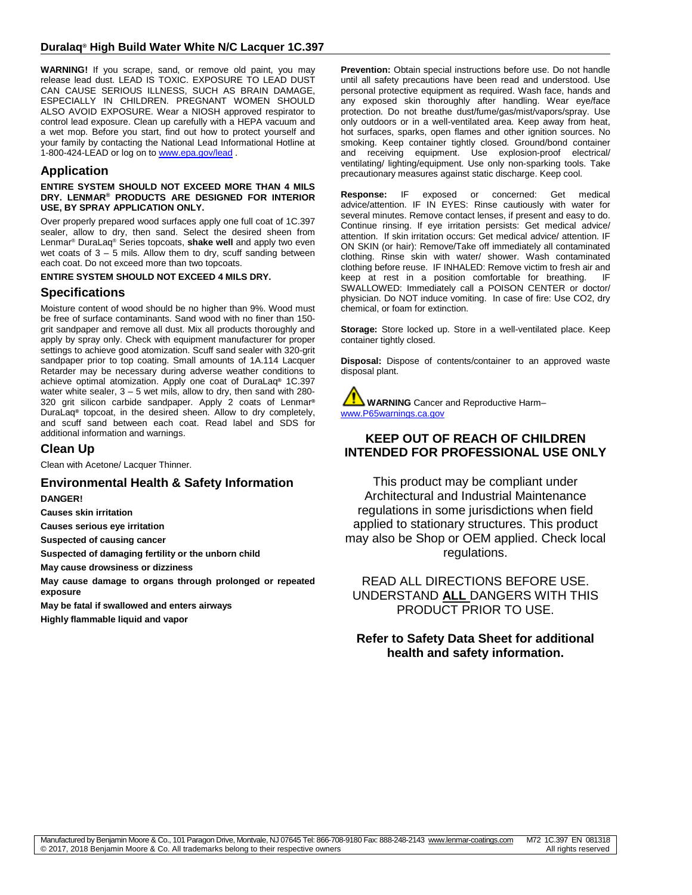WARNING! If you scrape, sand, or remove old paint, you may release lead dust. LEAD IS TOXIC. EXPOSURE TO LEAD DUST CAN CAUSE SERIOUS ILLNESS, SUCH AS BRAIN DAMAGE, ESPECIALLY IN CHILDREN. PREGNANT WOMEN SHOULD ALSO AVOID EXPOSURE. Wear a NIOSH approved respirator to control lead exposure. Clean up carefully with a HEPA vacuum and a wet mop. Before you start, find out how to protect yourself and your family by contacting the National Lead Informational Hotline at 1-800-424-LEAD or log on to www.epa.gov/lead .

## Application

**ENTIRE SYSTEM SHOULD NOT EXCEED MORE THAN 4 MILS DRY. LENMAR® PRODUCTS ARE DESIGNED FOR INTERIOR USE, BY SPRAY APPLICATION ONLY.**

Over properly prepared wood surfaces apply one full coat of 1C.397 sealer, allow to dry, then sand. Select the desired sheen from Lenmar® DuraLaq® Series topcoats, **shake well** and apply two even wet coats of 3 – 5 mils. Allow them to dry, scuff sanding between each coat. Do not exceed more than two topcoats.

**ENTIRE SYSTEM SHOULD NOT EXCEED 4 MILS DRY.**

## Specifications

Moisture content of wood should be no higher than 9%. Wood must be free of surface contaminants. Sand wood with no finer than 150-grit sandpaper and remove all dust. Mix all products thoroughly and apply by spray only. Check with equipment manufacturer for proper settings to achieve good atomization. Scuff sand sealer with 320-grit sandpaper prior to top coating. Small amounts of 1A.114 Lacquer Retarder may be necessary during adverse weather conditions to achieve optimal atomization. Apply one coat of DuraLaq® 1C.397 water white sealer, 3 – 5 wet mils, allow to dry, then sand with 280-320 grit silicon carbide sandpaper. Apply 2 coats of Lenmar® DuraLaq® topcoat, in the desired sheen. Allow to dry completely, and scuff sand between each coat. Read label and SDS for additional information and warnings.

## Clean Up

Clean with Acetone/ Lacquer Thinner.

## Environmental Health & Safety Information

**DANGER!**

**Causes skin irritation**

**Causes serious eye irritation**

**Suspected of causing cancer**

**Suspected of damaging fertility or the unborn child**

**May cause drowsiness or dizziness**

**May cause damage to organs through prolonged or repeated exposure**

**May be fatal if swallowed and enters airways**

**Highly flammable liquid and vapor**

**Prevention:** Obtain special instructions before use. Do not handle until all safety precautions have been read and understood. Use personal protective equipment as required. Wash face, hands and any exposed skin thoroughly after handling. Wear eye/face protection. Do not breathe dust/fume/gas/mist/vapors/spray. Use only outdoors or in a well-ventilated area. Keep away from heat, hot surfaces, sparks, open flames and other ignition sources. No smoking. Keep container tightly closed. Ground/bond container and receiving equipment. Use explosion-proof electrical/ ventilating/ lighting/equipment. Use only non-sparking tools. Take precautionary measures against static discharge. Keep cool.

**Response:** IF exposed or concerned: Get medical advice/attention. IF IN EYES: Rinse cautiously with water for several minutes. Remove contact lenses, if present and easy to do. Continue rinsing. If eye irritation persists: Get medical advice/ attention. If skin irritation occurs: Get medical advice/ attention. IF ON SKIN (or hair): Remove/Take off immediately all contaminated clothing. Rinse skin with water/ shower. Wash contaminated clothing before reuse. IF INHALED: Remove victim to fresh air and keep at rest in a position comfortable for breathing. IF SWALLOWED: Immediately call a POISON CENTER or doctor/ physician. Do NOT induce vomiting. In case of fire: Use CO2, dry chemical, or foam for extinction.

**Storage:** Store locked up. Store in a well-ventilated place. Keep container tightly closed.

**Disposal:** Dispose of contents/container to an approved waste disposal plant.

**WARNING** Cancer and Reproductive Harm– www.P65warnings.ca.gov

**KEEP OUT OF REACH OF CHILDREN**
**INTENDED FOR PROFESSIONAL USE ONLY**

This product may be compliant under Architectural and Industrial Maintenance regulations in some jurisdictions when field applied to stationary structures. This product may also be Shop or OEM applied. Check local regulations.

READ ALL DIRECTIONS BEFORE USE. UNDERSTAND **ALL** DANGERS WITH THIS PRODUCT PRIOR TO USE.

**Refer to Safety Data Sheet for additional health and safety information.**

Manufactured by Benjamin Moore & Co., 101 Paragon Drive, Montvale, NJ 07645 Tel: 866-708-9180 Fax: 888-248-2143 www.lenmar-coatings.com M72 1C.397 EN 081318
© 2017, 2018 Benjamin Moore & Co. All trademarks belong to their respective owners. All rights reserved